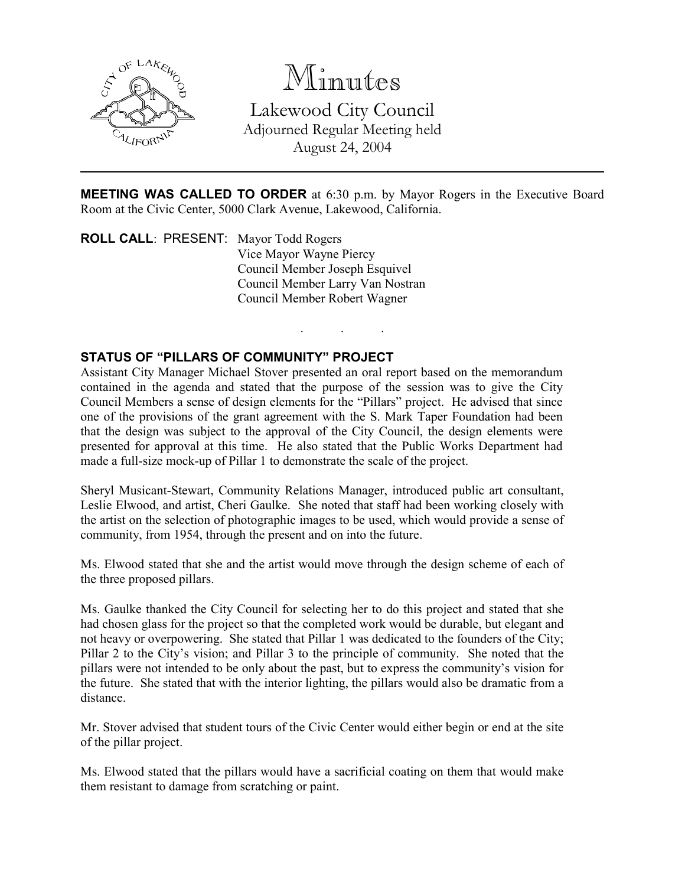# Minutes

## Lakewood City Council

Adjourned Regular Meeting held
August 24, 2004

---

**MEETING WAS CALLED TO ORDER** at 6:30 p.m. by Mayor Rogers in the Executive Board Room at the Civic Center, 5000 Clark Avenue, Lakewood, California.

**ROLL CALL**: PRESENT: Mayor Todd Rogers
Vice Mayor Wayne Piercy
Council Member Joseph Esquivel
Council Member Larry Van Nostran
Council Member Robert Wagner

. . .

**STATUS OF "PILLARS OF COMMUNITY" PROJECT**

Assistant City Manager Michael Stover presented an oral report based on the memorandum contained in the agenda and stated that the purpose of the session was to give the City Council Members a sense of design elements for the "Pillars" project. He advised that since one of the provisions of the grant agreement with the S. Mark Taper Foundation had been that the design was subject to the approval of the City Council, the design elements were presented for approval at this time. He also stated that the Public Works Department had made a full-size mock-up of Pillar 1 to demonstrate the scale of the project.

Sheryl Musicant-Stewart, Community Relations Manager, introduced public art consultant, Leslie Elwood, and artist, Cheri Gaulke. She noted that staff had been working closely with the artist on the selection of photographic images to be used, which would provide a sense of community, from 1954, through the present and on into the future.

Ms. Elwood stated that she and the artist would move through the design scheme of each of the three proposed pillars.

Ms. Gaulke thanked the City Council for selecting her to do this project and stated that she had chosen glass for the project so that the completed work would be durable, but elegant and not heavy or overpowering. She stated that Pillar 1 was dedicated to the founders of the City; Pillar 2 to the City's vision; and Pillar 3 to the principle of community. She noted that the pillars were not intended to be only about the past, but to express the community's vision for the future. She stated that with the interior lighting, the pillars would also be dramatic from a distance.

Mr. Stover advised that student tours of the Civic Center would either begin or end at the site of the pillar project.

Ms. Elwood stated that the pillars would have a sacrificial coating on them that would make them resistant to damage from scratching or paint.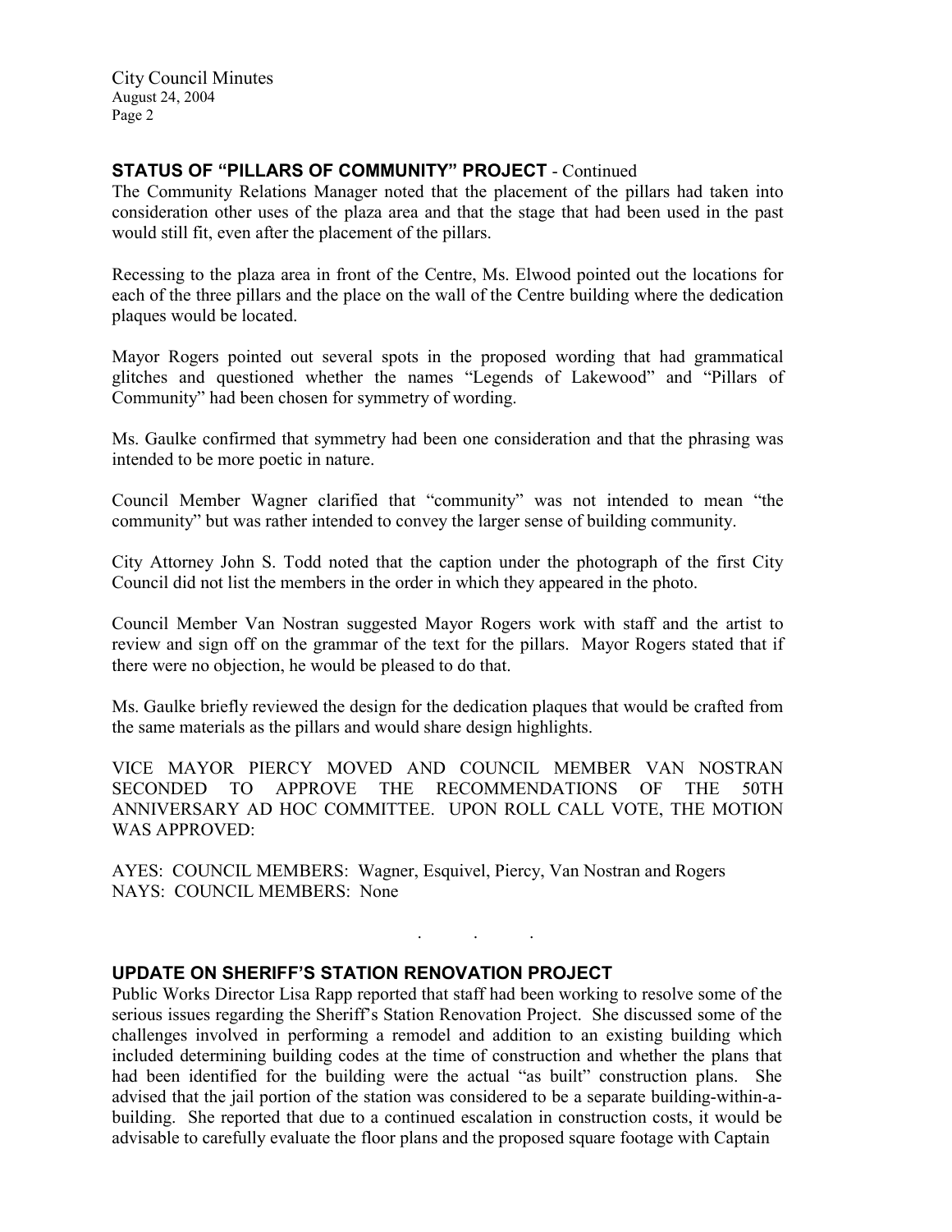## STATUS OF "PILLARS OF COMMUNITY" PROJECT - Continued

The Community Relations Manager noted that the placement of the pillars had taken into consideration other uses of the plaza area and that the stage that had been used in the past would still fit, even after the placement of the pillars.

Recessing to the plaza area in front of the Centre, Ms. Elwood pointed out the locations for each of the three pillars and the place on the wall of the Centre building where the dedication plaques would be located.

Mayor Rogers pointed out several spots in the proposed wording that had grammatical glitches and questioned whether the names "Legends of Lakewood" and "Pillars of Community" had been chosen for symmetry of wording.

Ms. Gaulke confirmed that symmetry had been one consideration and that the phrasing was intended to be more poetic in nature.

Council Member Wagner clarified that "community" was not intended to mean "the community" but was rather intended to convey the larger sense of building community.

City Attorney John S. Todd noted that the caption under the photograph of the first City Council did not list the members in the order in which they appeared in the photo.

Council Member Van Nostran suggested Mayor Rogers work with staff and the artist to review and sign off on the grammar of the text for the pillars. Mayor Rogers stated that if there were no objection, he would be pleased to do that.

Ms. Gaulke briefly reviewed the design for the dedication plaques that would be crafted from the same materials as the pillars and would share design highlights.

VICE MAYOR PIERCY MOVED AND COUNCIL MEMBER VAN NOSTRAN SECONDED TO APPROVE THE RECOMMENDATIONS OF THE 50TH ANNIVERSARY AD HOC COMMITTEE. UPON ROLL CALL VOTE, THE MOTION WAS APPROVED:

AYES: COUNCIL MEMBERS: Wagner, Esquivel, Piercy, Van Nostran and Rogers
NAYS: COUNCIL MEMBERS: None

. . .

## UPDATE ON SHERIFF'S STATION RENOVATION PROJECT

Public Works Director Lisa Rapp reported that staff had been working to resolve some of the serious issues regarding the Sheriff's Station Renovation Project. She discussed some of the challenges involved in performing a remodel and addition to an existing building which included determining building codes at the time of construction and whether the plans that had been identified for the building were the actual "as built" construction plans. She advised that the jail portion of the station was considered to be a separate building-within-a-building. She reported that due to a continued escalation in construction costs, it would be advisable to carefully evaluate the floor plans and the proposed square footage with Captain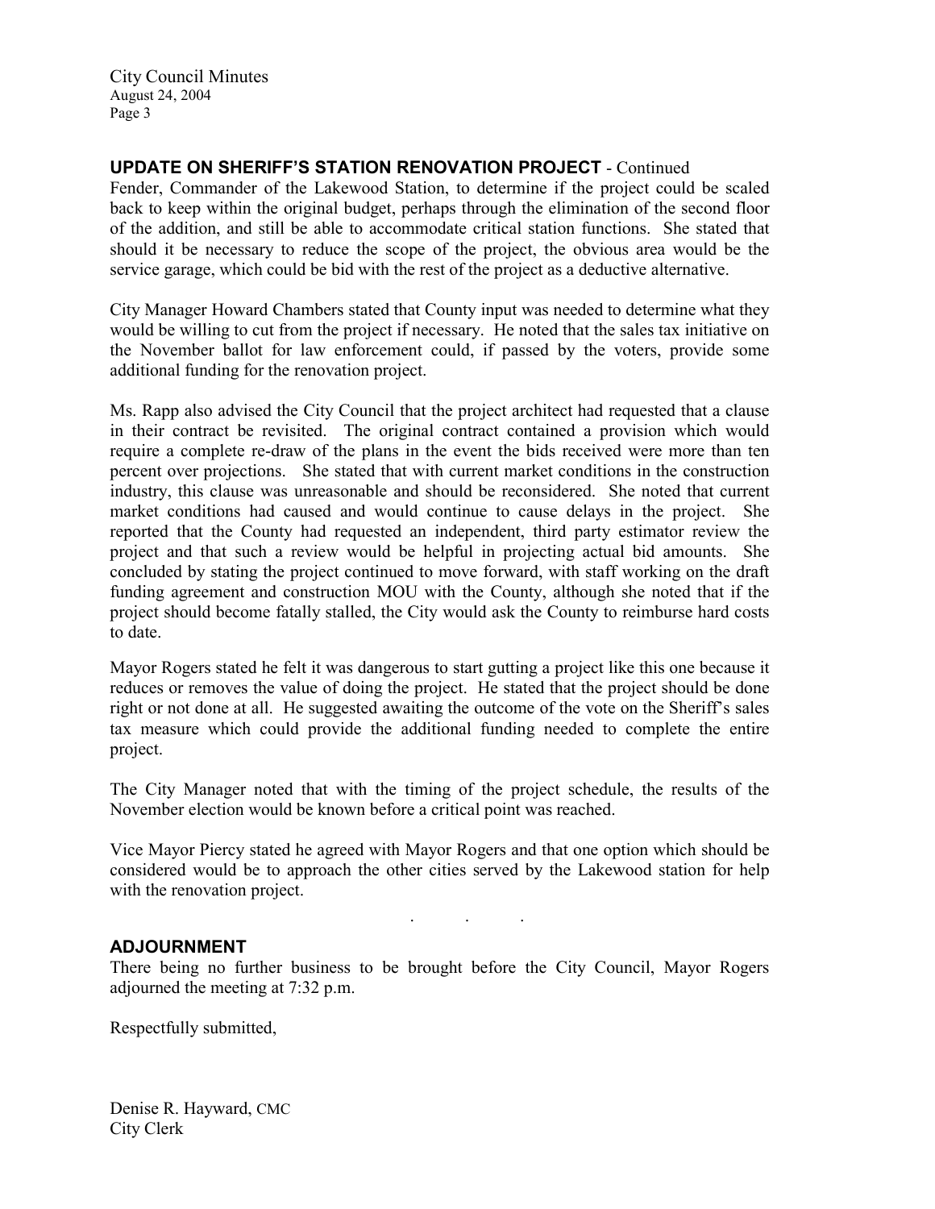## UPDATE ON SHERIFF'S STATION RENOVATION PROJECT - Continued

Fender, Commander of the Lakewood Station, to determine if the project could be scaled back to keep within the original budget, perhaps through the elimination of the second floor of the addition, and still be able to accommodate critical station functions. She stated that should it be necessary to reduce the scope of the project, the obvious area would be the service garage, which could be bid with the rest of the project as a deductive alternative.

City Manager Howard Chambers stated that County input was needed to determine what they would be willing to cut from the project if necessary. He noted that the sales tax initiative on the November ballot for law enforcement could, if passed by the voters, provide some additional funding for the renovation project.

Ms. Rapp also advised the City Council that the project architect had requested that a clause in their contract be revisited. The original contract contained a provision which would require a complete re-draw of the plans in the event the bids received were more than ten percent over projections. She stated that with current market conditions in the construction industry, this clause was unreasonable and should be reconsidered. She noted that current market conditions had caused and would continue to cause delays in the project. She reported that the County had requested an independent, third party estimator review the project and that such a review would be helpful in projecting actual bid amounts. She concluded by stating the project continued to move forward, with staff working on the draft funding agreement and construction MOU with the County, although she noted that if the project should become fatally stalled, the City would ask the County to reimburse hard costs to date.

Mayor Rogers stated he felt it was dangerous to start gutting a project like this one because it reduces or removes the value of doing the project. He stated that the project should be done right or not done at all. He suggested awaiting the outcome of the vote on the Sheriff's sales tax measure which could provide the additional funding needed to complete the entire project.

The City Manager noted that with the timing of the project schedule, the results of the November election would be known before a critical point was reached.

Vice Mayor Piercy stated he agreed with Mayor Rogers and that one option which should be considered would be to approach the other cities served by the Lakewood station for help with the renovation project.

. . .

## ADJOURNMENT

There being no further business to be brought before the City Council, Mayor Rogers adjourned the meeting at 7:32 p.m.

Respectfully submitted,

Denise R. Hayward, CMC
City Clerk